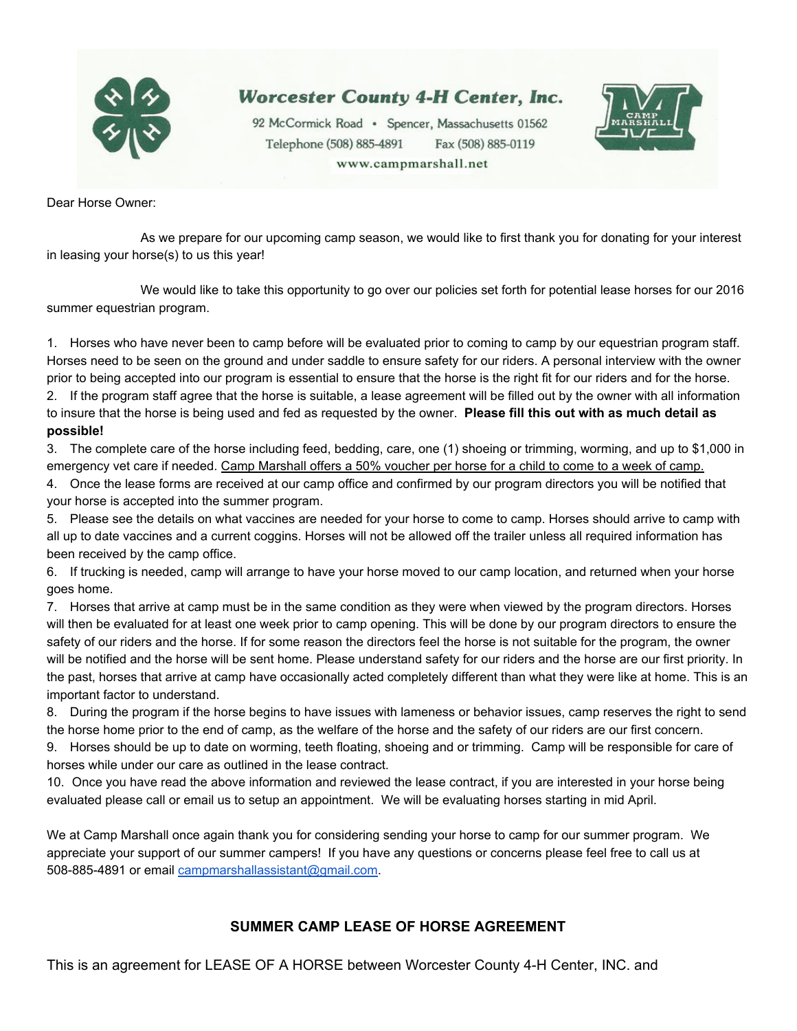**Worcester County 4-H Center, Inc.**

92 McCormick Road • Spencer, Massachusetts 01562

Telephone (508) 885-4891 Fax (508) 885-0119

www.campmarshall.net

Dear Horse Owner:

As we prepare for our upcoming camp season, we would like to first thank you for donating for your interest in leasing your horse(s) to us this year!

We would like to take this opportunity to go over our policies set forth for potential lease horses for our 2016 summer equestrian program.

1. Horses who have never been to camp before will be evaluated prior to coming to camp by our equestrian program staff. Horses need to be seen on the ground and under saddle to ensure safety for our riders. A personal interview with the owner prior to being accepted into our program is essential to ensure that the horse is the right fit for our riders and for the horse.
2. If the program staff agree that the horse is suitable, a lease agreement will be filled out by the owner with all information to insure that the horse is being used and fed as requested by the owner. **Please fill this out with as much detail as possible!**
3. The complete care of the horse including feed, bedding, care, one (1) shoeing or trimming, worming, and up to $1,000 in emergency vet care if needed. <u>Camp Marshall offers a 50% voucher per horse for a child to come to a week of camp.</u>
4. Once the lease forms are received at our camp office and confirmed by our program directors you will be notified that your horse is accepted into the summer program.
5. Please see the details on what vaccines are needed for your horse to come to camp. Horses should arrive to camp with all up to date vaccines and a current coggins. Horses will not be allowed off the trailer unless all required information has been received by the camp office.
6. If trucking is needed, camp will arrange to have your horse moved to our camp location, and returned when your horse goes home.
7. Horses that arrive at camp must be in the same condition as they were when viewed by the program directors. Horses will then be evaluated for at least one week prior to camp opening. This will be done by our program directors to ensure the safety of our riders and the horse. If for some reason the directors feel the horse is not suitable for the program, the owner will be notified and the horse will be sent home. Please understand safety for our riders and the horse are our first priority. In the past, horses that arrive at camp have occasionally acted completely different than what they were like at home. This is an important factor to understand.
8. During the program if the horse begins to have issues with lameness or behavior issues, camp reserves the right to send the horse home prior to the end of camp, as the welfare of the horse and the safety of our riders are our first concern.
9. Horses should be up to date on worming, teeth floating, shoeing and or trimming. Camp will be responsible for care of horses while under our care as outlined in the lease contract.
10. Once you have read the above information and reviewed the lease contract, if you are interested in your horse being evaluated please call or email us to setup an appointment. We will be evaluating horses starting in mid April.

We at Camp Marshall once again thank you for considering sending your horse to camp for our summer program. We appreciate your support of our summer campers! If you have any questions or concerns please feel free to call us at 508-885-4891 or email campmarshallassistant@gmail.com.

## SUMMER CAMP LEASE OF HORSE AGREEMENT

This is an agreement for LEASE OF A HORSE between Worcester County 4-H Center, INC. and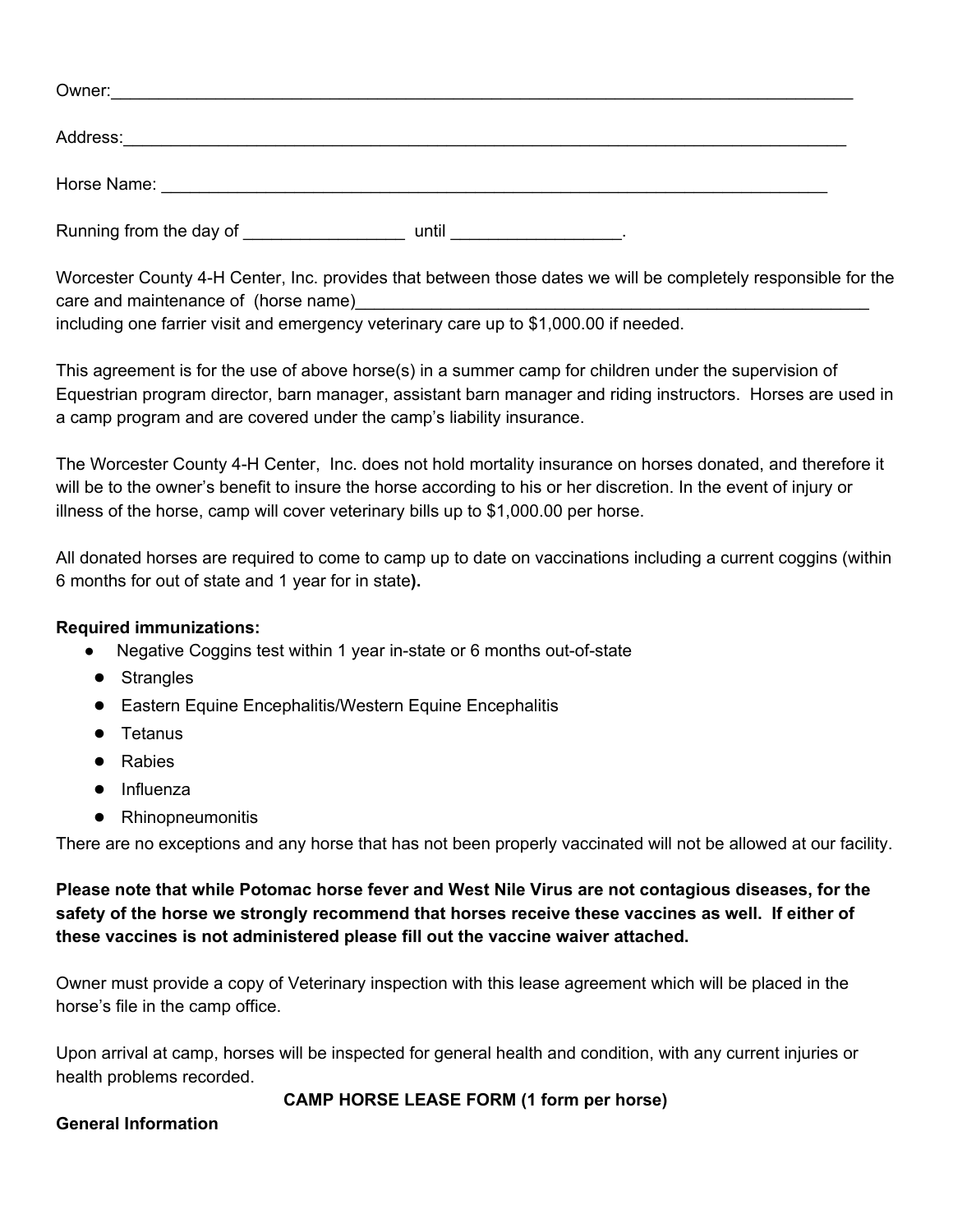Owner:_______________________________________________________________________________

Address:_____________________________________________________________________________

Horse Name: ________________________________________________________________________

Running from the day of _________________ until __________________.

Worcester County 4-H Center, Inc. provides that between those dates we will be completely responsible for the care and maintenance of (horse name)_________________________________________________________ including one farrier visit and emergency veterinary care up to $1,000.00 if needed.

This agreement is for the use of above horse(s) in a summer camp for children under the supervision of Equestrian program director, barn manager, assistant barn manager and riding instructors. Horses are used in a camp program and are covered under the camp's liability insurance.

The Worcester County 4-H Center, Inc. does not hold mortality insurance on horses donated, and therefore it will be to the owner's benefit to insure the horse according to his or her discretion. In the event of injury or illness of the horse, camp will cover veterinary bills up to $1,000.00 per horse.

All donated horses are required to come to camp up to date on vaccinations including a current coggins (within 6 months for out of state and 1 year for in state**).**

**Required immunizations:**

- Negative Coggins test within 1 year in-state or 6 months out-of-state
- Strangles
- Eastern Equine Encephalitis/Western Equine Encephalitis
- Tetanus
- Rabies
- Influenza
- Rhinopneumonitis

There are no exceptions and any horse that has not been properly vaccinated will not be allowed at our facility.

**Please note that while Potomac horse fever and West Nile Virus are not contagious diseases, for the safety of the horse we strongly recommend that horses receive these vaccines as well. If either of these vaccines is not administered please fill out the vaccine waiver attached.**

Owner must provide a copy of Veterinary inspection with this lease agreement which will be placed in the horse's file in the camp office.

Upon arrival at camp, horses will be inspected for general health and condition, with any current injuries or health problems recorded.

**CAMP HORSE LEASE FORM (1 form per horse)**

**General Information**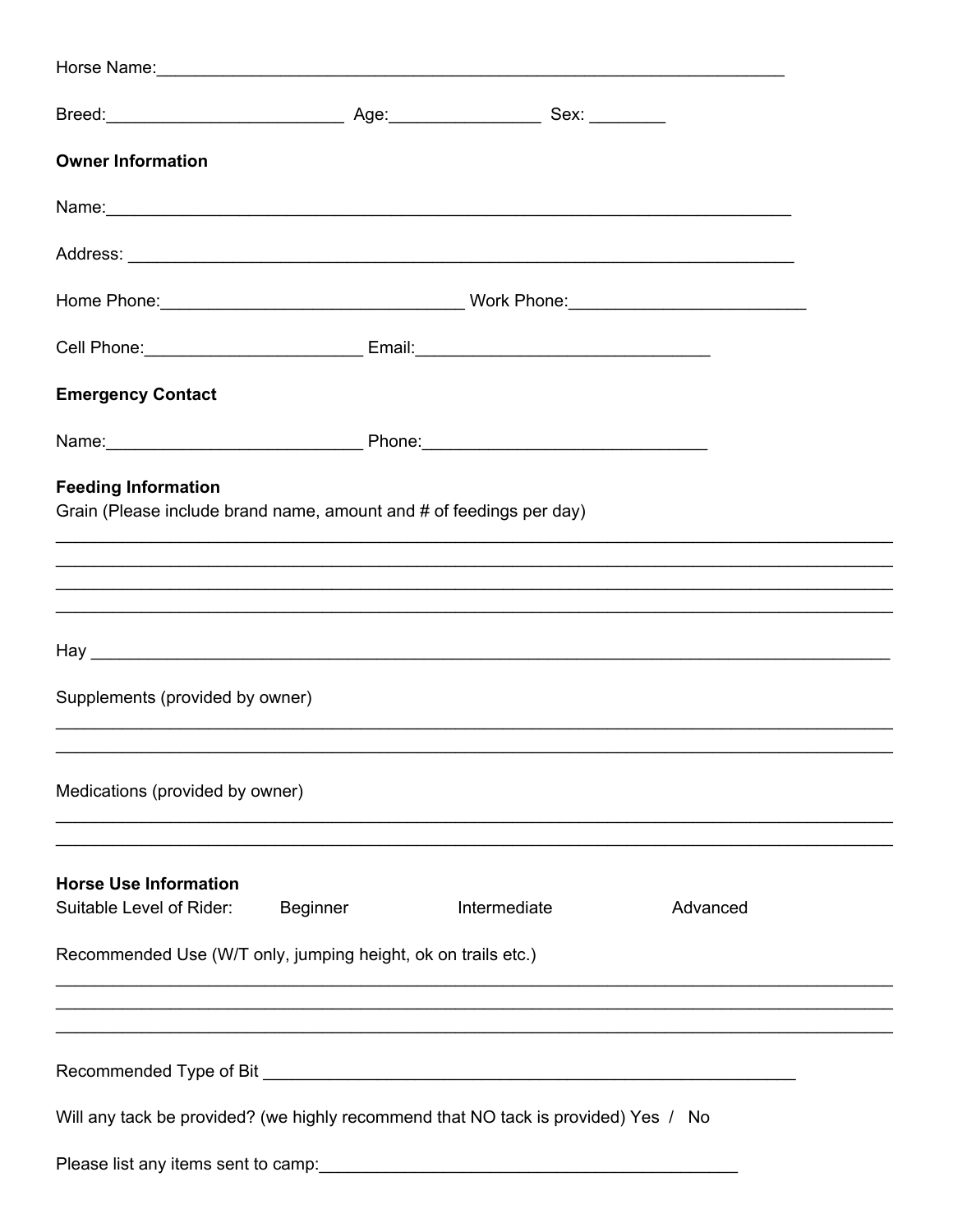Horse Name:_______________________________________________________________

Breed:_________________________ Age:________________ Sex: ________

**Owner Information**

Name:__________________________________________________________________

Address: _______________________________________________________________

Home Phone:________________________________ Work Phone:_________________________

Cell Phone:_______________________ Email:_______________________________

**Emergency Contact**

Name:___________________________ Phone:______________________________

**Feeding Information**

Grain (Please include brand name, amount and # of feedings per day)

_______________________________________________________________________________
_______________________________________________________________________________
_______________________________________________________________________________
_______________________________________________________________________________

Hay ___________________________________________________________________________

Supplements (provided by owner)

_______________________________________________________________________________
_______________________________________________________________________________

Medications (provided by owner)

_______________________________________________________________________________
_______________________________________________________________________________

**Horse Use Information**

Suitable Level of Rider: Beginner Intermediate Advanced

Recommended Use (W/T only, jumping height, ok on trails etc.)

_______________________________________________________________________________
_______________________________________________________________________________
_______________________________________________________________________________

Recommended Type of Bit _________________________________________________________

Will any tack be provided? (we highly recommend that NO tack is provided) Yes / No

Please list any items sent to camp:____________________________________________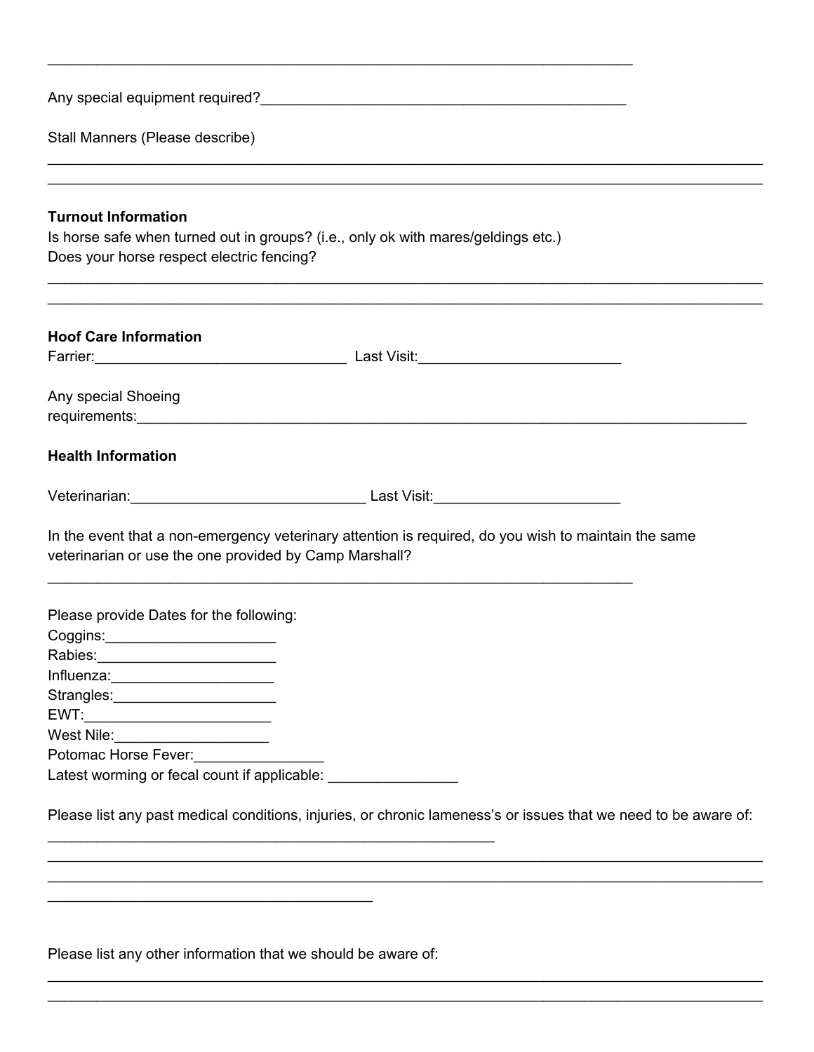\_\_\_\_\_\_\_\_\_\_\_\_\_\_\_\_\_\_\_\_\_\_\_\_\_\_\_\_\_\_\_\_\_\_\_\_\_\_\_\_\_\_\_\_\_\_\_\_\_\_\_\_\_\_\_\_\_\_\_\_\_\_\_\_\_\_\_\_\_\_\_\_\_\_\_\_\_\_\_

Any special equipment required?\_\_\_\_\_\_\_\_\_\_\_\_\_\_\_\_\_\_\_\_\_\_\_\_\_\_\_\_\_\_\_\_\_\_\_\_\_\_\_\_\_\_\_\_\_\_\_

Stall Manners (Please describe)

\_\_\_\_\_\_\_\_\_\_\_\_\_\_\_\_\_\_\_\_\_\_\_\_\_\_\_\_\_\_\_\_\_\_\_\_\_\_\_\_\_\_\_\_\_\_\_\_\_\_\_\_\_\_\_\_\_\_\_\_\_\_\_\_\_\_\_\_\_\_\_\_\_\_\_\_\_\_\_\_\_\_\_\_\_\_\_\_\_\_

\_\_\_\_\_\_\_\_\_\_\_\_\_\_\_\_\_\_\_\_\_\_\_\_\_\_\_\_\_\_\_\_\_\_\_\_\_\_\_\_\_\_\_\_\_\_\_\_\_\_\_\_\_\_\_\_\_\_\_\_\_\_\_\_\_\_\_\_\_\_\_\_\_\_\_\_\_\_\_\_\_\_\_\_\_\_\_\_\_\_

**Turnout Information**

Is horse safe when turned out in groups? (i.e., only ok with mares/geldings etc.)

Does your horse respect electric fencing?

\_\_\_\_\_\_\_\_\_\_\_\_\_\_\_\_\_\_\_\_\_\_\_\_\_\_\_\_\_\_\_\_\_\_\_\_\_\_\_\_\_\_\_\_\_\_\_\_\_\_\_\_\_\_\_\_\_\_\_\_\_\_\_\_\_\_\_\_\_\_\_\_\_\_\_\_\_\_\_\_\_\_\_\_\_\_\_\_\_\_

\_\_\_\_\_\_\_\_\_\_\_\_\_\_\_\_\_\_\_\_\_\_\_\_\_\_\_\_\_\_\_\_\_\_\_\_\_\_\_\_\_\_\_\_\_\_\_\_\_\_\_\_\_\_\_\_\_\_\_\_\_\_\_\_\_\_\_\_\_\_\_\_\_\_\_\_\_\_\_\_\_\_\_\_\_\_\_\_\_\_

**Hoof Care Information**

Farrier:\_\_\_\_\_\_\_\_\_\_\_\_\_\_\_\_\_\_\_\_\_\_\_\_\_\_\_\_\_\_\_ Last Visit:\_\_\_\_\_\_\_\_\_\_\_\_\_\_\_\_\_\_\_\_\_\_\_\_\_

Any special Shoeing requirements:\_\_\_\_\_\_\_\_\_\_\_\_\_\_\_\_\_\_\_\_\_\_\_\_\_\_\_\_\_\_\_\_\_\_\_\_\_\_\_\_\_\_\_\_\_\_\_\_\_\_\_\_\_\_\_\_\_\_\_\_\_\_\_\_\_\_\_\_\_\_\_

**Health Information**

Veterinarian:\_\_\_\_\_\_\_\_\_\_\_\_\_\_\_\_\_\_\_\_\_\_\_\_\_\_\_\_\_ Last Visit:\_\_\_\_\_\_\_\_\_\_\_\_\_\_\_\_\_\_\_\_\_\_\_

In the event that a non-emergency veterinary attention is required, do you wish to maintain the same veterinarian or use the one provided by Camp Marshall?

\_\_\_\_\_\_\_\_\_\_\_\_\_\_\_\_\_\_\_\_\_\_\_\_\_\_\_\_\_\_\_\_\_\_\_\_\_\_\_\_\_\_\_\_\_\_\_\_\_\_\_\_\_\_\_\_\_\_\_\_\_\_\_\_\_\_\_\_\_\_\_\_\_\_\_\_\_\_\_

Please provide Dates for the following:

Coggins:\_\_\_\_\_\_\_\_\_\_\_\_\_\_\_\_\_\_\_\_\_

Rabies:\_\_\_\_\_\_\_\_\_\_\_\_\_\_\_\_\_\_\_\_\_\_

Influenza:\_\_\_\_\_\_\_\_\_\_\_\_\_\_\_\_\_\_\_\_

Strangles:\_\_\_\_\_\_\_\_\_\_\_\_\_\_\_\_\_\_\_\_

EWT:\_\_\_\_\_\_\_\_\_\_\_\_\_\_\_\_\_\_\_\_\_\_\_

West Nile:\_\_\_\_\_\_\_\_\_\_\_\_\_\_\_\_\_\_\_

Potomac Horse Fever:\_\_\_\_\_\_\_\_\_\_\_\_\_\_\_\_

Latest worming or fecal count if applicable: \_\_\_\_\_\_\_\_\_\_\_\_\_\_\_\_

Please list any past medical conditions, injuries, or chronic lameness's or issues that we need to be aware of:

\_\_\_\_\_\_\_\_\_\_\_\_\_\_\_\_\_\_\_\_\_\_\_\_\_\_\_\_\_\_\_\_\_\_\_\_\_\_\_\_\_\_\_\_\_\_\_\_\_\_\_\_\_\_\_\_\_\_\_\_

\_\_\_\_\_\_\_\_\_\_\_\_\_\_\_\_\_\_\_\_\_\_\_\_\_\_\_\_\_\_\_\_\_\_\_\_\_\_\_\_\_\_\_\_\_\_\_\_\_\_\_\_\_\_\_\_\_\_\_\_\_\_\_\_\_\_\_\_\_\_\_\_\_\_\_\_\_\_\_\_\_\_\_\_\_\_\_\_\_\_

\_\_\_\_\_\_\_\_\_\_\_\_\_\_\_\_\_\_\_\_\_\_\_\_\_\_\_\_\_\_\_\_\_\_\_\_\_\_\_\_\_\_\_\_\_\_\_\_\_\_\_\_\_\_\_\_\_\_\_\_\_\_\_\_\_\_\_\_\_\_\_\_\_\_\_\_\_\_\_\_\_\_\_\_\_\_\_\_\_\_

\_\_\_\_\_\_\_\_\_\_\_\_\_\_\_\_\_\_\_\_\_\_\_\_\_\_\_\_\_\_\_\_\_\_\_\_\_\_\_\_\_\_\_\_

Please list any other information that we should be aware of:

\_\_\_\_\_\_\_\_\_\_\_\_\_\_\_\_\_\_\_\_\_\_\_\_\_\_\_\_\_\_\_\_\_\_\_\_\_\_\_\_\_\_\_\_\_\_\_\_\_\_\_\_\_\_\_\_\_\_\_\_\_\_\_\_\_\_\_\_\_\_\_\_\_\_\_\_\_\_\_\_\_\_\_\_\_\_\_\_\_\_

\_\_\_\_\_\_\_\_\_\_\_\_\_\_\_\_\_\_\_\_\_\_\_\_\_\_\_\_\_\_\_\_\_\_\_\_\_\_\_\_\_\_\_\_\_\_\_\_\_\_\_\_\_\_\_\_\_\_\_\_\_\_\_\_\_\_\_\_\_\_\_\_\_\_\_\_\_\_\_\_\_\_\_\_\_\_\_\_\_\_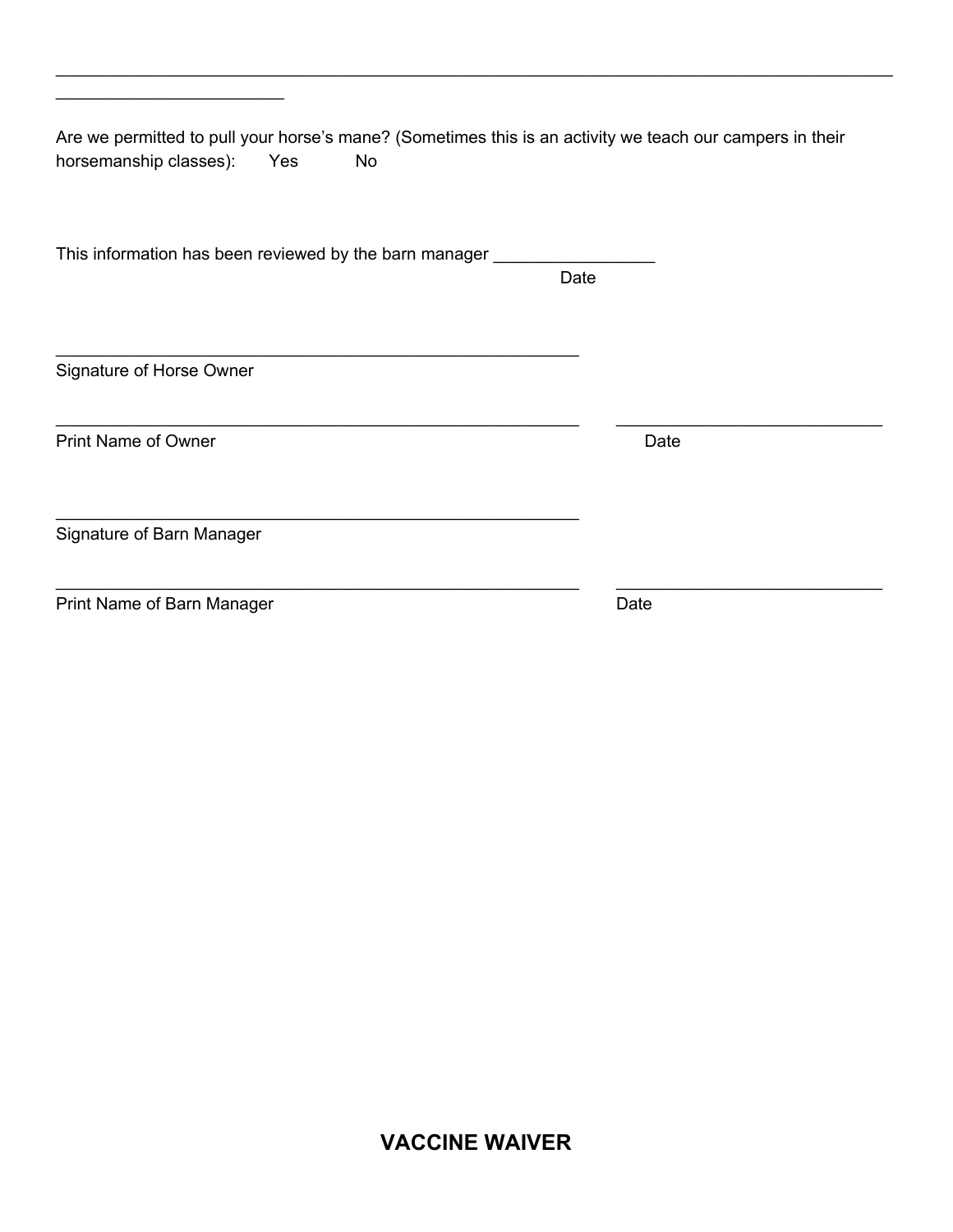______________________________________________________________________________________________
_________________________

Are we permitted to pull your horse's mane? (Sometimes this is an activity we teach our campers in their horsemanship classes): Yes No

This information has been reviewed by the barn manager _________________
Date

_________________________________________________________
Signature of Horse Owner

_________________________________________________________ _____________________________
Print Name of Owner Date

_________________________________________________________
Signature of Barn Manager

_________________________________________________________ _____________________________
Print Name of Barn Manager Date

## VACCINE WAIVER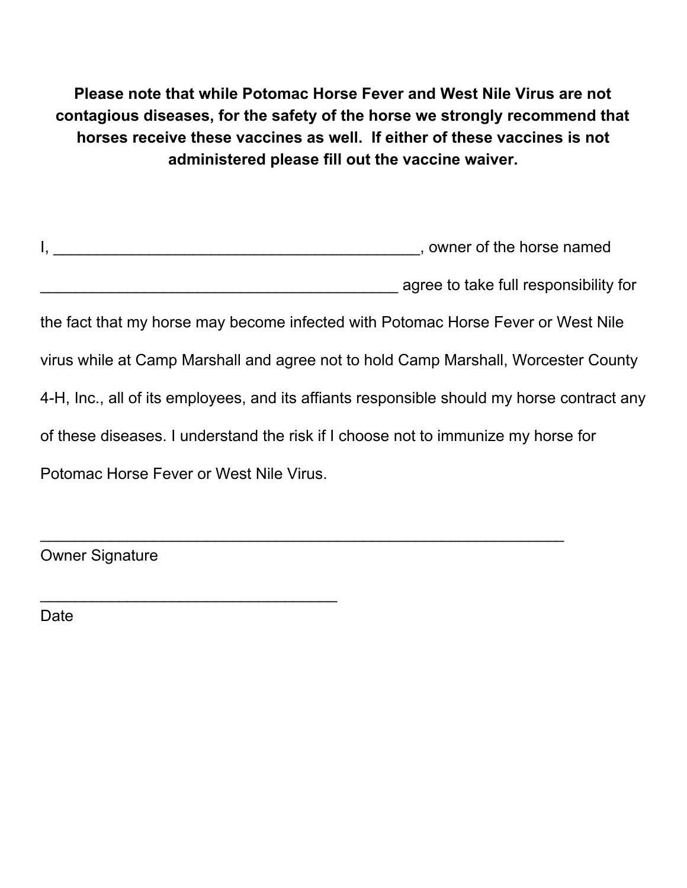**Please note that while Potomac Horse Fever and West Nile Virus are not contagious diseases, for the safety of the horse we strongly recommend that horses receive these vaccines as well. If either of these vaccines is not administered please fill out the vaccine waiver.**

I, ___________________________________________, owner of the horse named ___________________________________________ agree to take full responsibility for the fact that my horse may become infected with Potomac Horse Fever or West Nile virus while at Camp Marshall and agree not to hold Camp Marshall, Worcester County 4-H, Inc., all of its employees, and its affiants responsible should my horse contract any of these diseases. I understand the risk if I choose not to immunize my horse for Potomac Horse Fever or West Nile Virus.

_______________________________________________________________
Owner Signature

___________________________________
Date